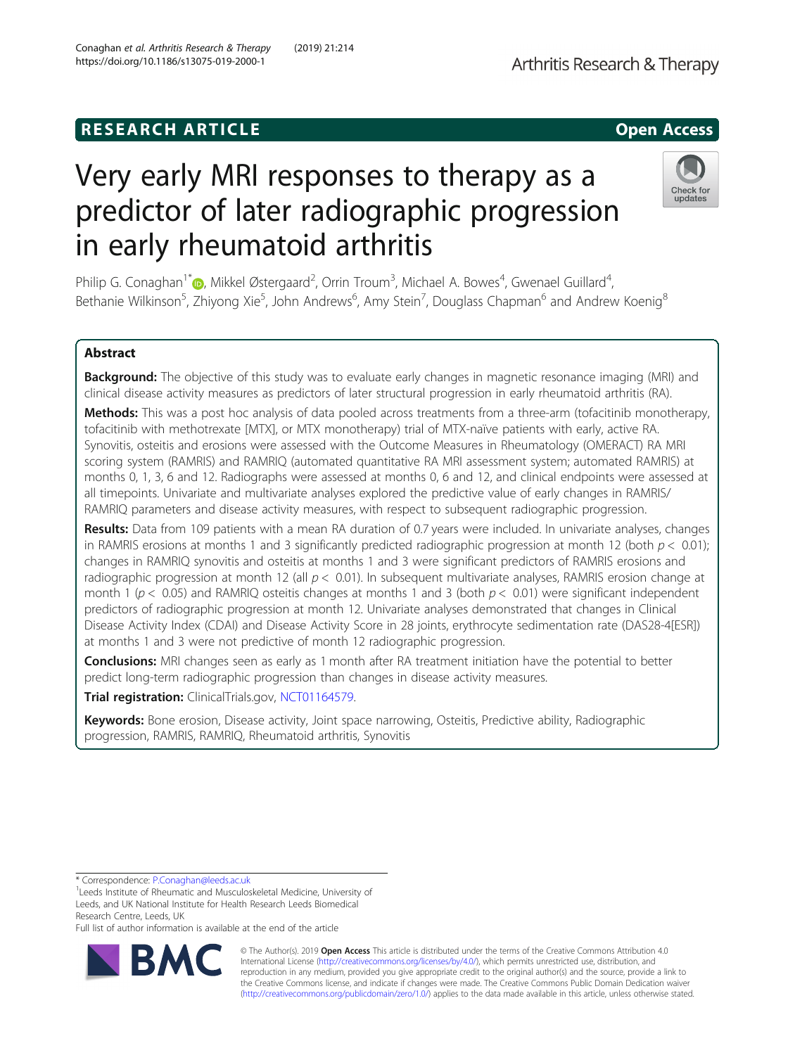RESEARCH ARTICLE

Open Access

# Very early MRI responses to therapy as a predictor of later radiographic progression in early rheumatoid arthritis

Philip G. Conaghan[1*], Mikkel Østergaard[2], Orrin Troum[3], Michael A. Bowes[4], Gwenael Guillard[4], Bethanie Wilkinson[5], Zhiyong Xie[5], John Andrews[6], Amy Stein[7], Douglass Chapman[6] and Andrew Koenig[8]

## Abstract

**Background:** The objective of this study was to evaluate early changes in magnetic resonance imaging (MRI) and clinical disease activity measures as predictors of later structural progression in early rheumatoid arthritis (RA).

**Methods:** This was a post hoc analysis of data pooled across treatments from a three-arm (tofacitinib monotherapy, tofacitinib with methotrexate [MTX], or MTX monotherapy) trial of MTX-naïve patients with early, active RA. Synovitis, osteitis and erosions were assessed with the Outcome Measures in Rheumatology (OMERACT) RA MRI scoring system (RAMRIS) and RAMRIQ (automated quantitative RA MRI assessment system; automated RAMRIS) at months 0, 1, 3, 6 and 12. Radiographs were assessed at months 0, 6 and 12, and clinical endpoints were assessed at all timepoints. Univariate and multivariate analyses explored the predictive value of early changes in RAMRIS/RAMRIQ parameters and disease activity measures, with respect to subsequent radiographic progression.

**Results:** Data from 109 patients with a mean RA duration of 0.7 years were included. In univariate analyses, changes in RAMRIS erosions at months 1 and 3 significantly predicted radiographic progression at month 12 (both $p < 0.01$); changes in RAMRIQ synovitis and osteitis at months 1 and 3 were significant predictors of RAMRIS erosions and radiographic progression at month 12 (all $p < 0.01$). In subsequent multivariate analyses, RAMRIS erosion change at month 1 ($p < 0.05$) and RAMRIQ osteitis changes at months 1 and 3 (both $p < 0.01$) were significant independent predictors of radiographic progression at month 12. Univariate analyses demonstrated that changes in Clinical Disease Activity Index (CDAI) and Disease Activity Score in 28 joints, erythrocyte sedimentation rate (DAS28-4[ESR]) at months 1 and 3 were not predictive of month 12 radiographic progression.

**Conclusions:** MRI changes seen as early as 1 month after RA treatment initiation have the potential to better predict long-term radiographic progression than changes in disease activity measures.

**Trial registration:** ClinicalTrials.gov, NCT01164579.

**Keywords:** Bone erosion, Disease activity, Joint space narrowing, Osteitis, Predictive ability, Radiographic progression, RAMRIS, RAMRIQ, Rheumatoid arthritis, Synovitis

\* Correspondence: P.Conaghan@leeds.ac.uk

[1]Leeds Institute of Rheumatic and Musculoskeletal Medicine, University of Leeds, and UK National Institute for Health Research Leeds Biomedical Research Centre, Leeds, UK

Full list of author information is available at the end of the article

© The Author(s). 2019 **Open Access** This article is distributed under the terms of the Creative Commons Attribution 4.0 International License (http://creativecommons.org/licenses/by/4.0/), which permits unrestricted use, distribution, and reproduction in any medium, provided you give appropriate credit to the original author(s) and the source, provide a link to the Creative Commons license, and indicate if changes were made. The Creative Commons Public Domain Dedication waiver (http://creativecommons.org/publicdomain/zero/1.0/) applies to the data made available in this article, unless otherwise stated.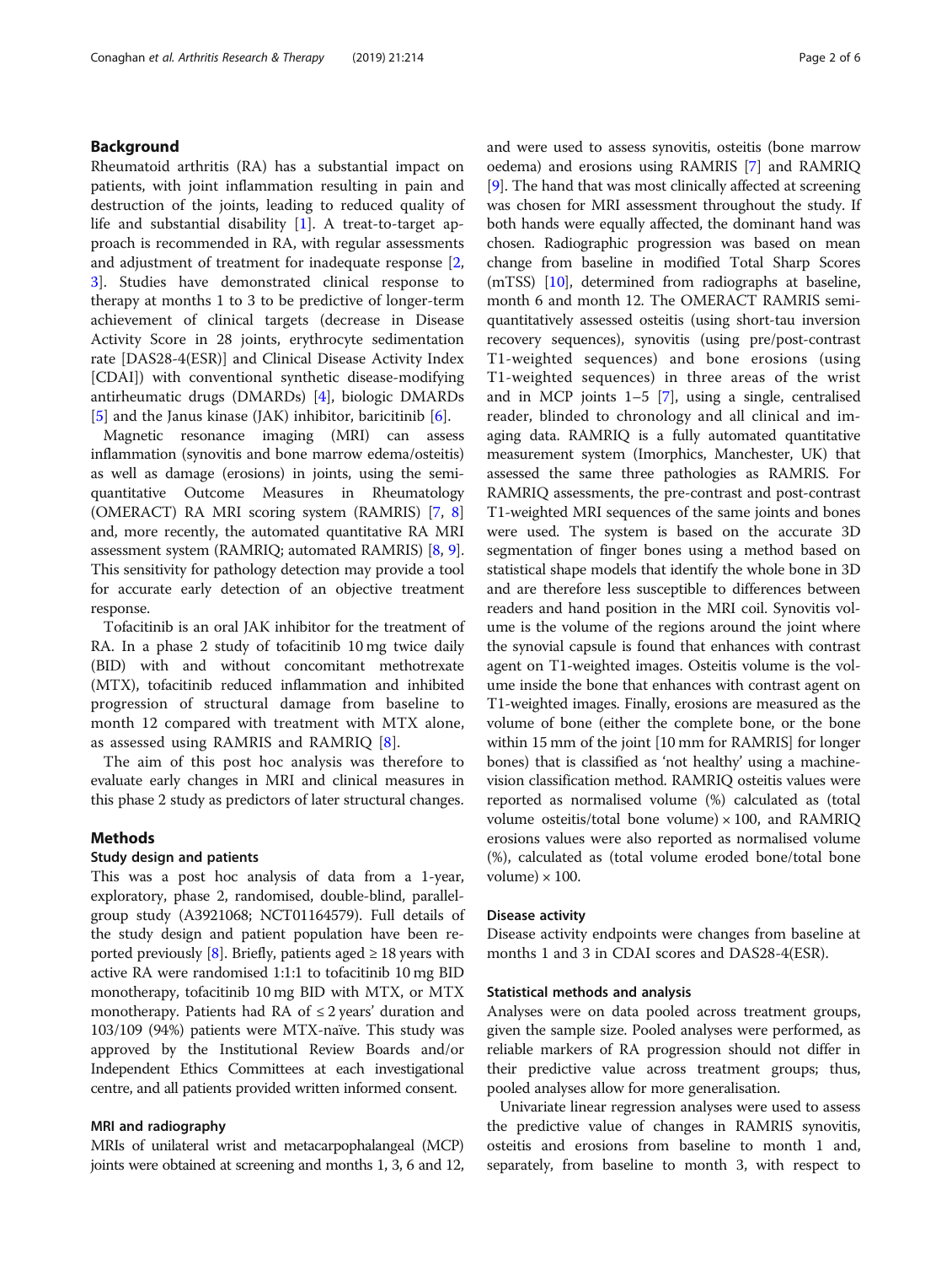## Background

Rheumatoid arthritis (RA) has a substantial impact on patients, with joint inflammation resulting in pain and destruction of the joints, leading to reduced quality of life and substantial disability [1]. A treat-to-target approach is recommended in RA, with regular assessments and adjustment of treatment for inadequate response [2, 3]. Studies have demonstrated clinical response to therapy at months 1 to 3 to be predictive of longer-term achievement of clinical targets (decrease in Disease Activity Score in 28 joints, erythrocyte sedimentation rate [DAS28-4(ESR)] and Clinical Disease Activity Index [CDAI]) with conventional synthetic disease-modifying antirheumatic drugs (DMARDs) [4], biologic DMARDs [5] and the Janus kinase (JAK) inhibitor, baricitinib [6].

Magnetic resonance imaging (MRI) can assess inflammation (synovitis and bone marrow edema/osteitis) as well as damage (erosions) in joints, using the semi-quantitative Outcome Measures in Rheumatology (OMERACT) RA MRI scoring system (RAMRIS) [7, 8] and, more recently, the automated quantitative RA MRI assessment system (RAMRIQ; automated RAMRIS) [8, 9]. This sensitivity for pathology detection may provide a tool for accurate early detection of an objective treatment response.

Tofacitinib is an oral JAK inhibitor for the treatment of RA. In a phase 2 study of tofacitinib 10 mg twice daily (BID) with and without concomitant methotrexate (MTX), tofacitinib reduced inflammation and inhibited progression of structural damage from baseline to month 12 compared with treatment with MTX alone, as assessed using RAMRIS and RAMRIQ [8].

The aim of this post hoc analysis was therefore to evaluate early changes in MRI and clinical measures in this phase 2 study as predictors of later structural changes.

## Methods

### Study design and patients

This was a post hoc analysis of data from a 1-year, exploratory, phase 2, randomised, double-blind, parallel-group study (A3921068; NCT01164579). Full details of the study design and patient population have been reported previously [8]. Briefly, patients aged ≥ 18 years with active RA were randomised 1:1:1 to tofacitinib 10 mg BID monotherapy, tofacitinib 10 mg BID with MTX, or MTX monotherapy. Patients had RA of ≤ 2 years' duration and 103/109 (94%) patients were MTX-naïve. This study was approved by the Institutional Review Boards and/or Independent Ethics Committees at each investigational centre, and all patients provided written informed consent.

### MRI and radiography

MRIs of unilateral wrist and metacarpophalangeal (MCP) joints were obtained at screening and months 1, 3, 6 and 12, and were used to assess synovitis, osteitis (bone marrow oedema) and erosions using RAMRIS [7] and RAMRIQ [9]. The hand that was most clinically affected at screening was chosen for MRI assessment throughout the study. If both hands were equally affected, the dominant hand was chosen. Radiographic progression was based on mean change from baseline in modified Total Sharp Scores (mTSS) [10], determined from radiographs at baseline, month 6 and month 12. The OMERACT RAMRIS semi-quantitatively assessed osteitis (using short-tau inversion recovery sequences), synovitis (using pre/post-contrast T1-weighted sequences) and bone erosions (using T1-weighted sequences) in three areas of the wrist and in MCP joints 1–5 [7], using a single, centralised reader, blinded to chronology and all clinical and imaging data. RAMRIQ is a fully automated quantitative measurement system (Imorphics, Manchester, UK) that assessed the same three pathologies as RAMRIS. For RAMRIQ assessments, the pre-contrast and post-contrast T1-weighted MRI sequences of the same joints and bones were used. The system is based on the accurate 3D segmentation of finger bones using a method based on statistical shape models that identify the whole bone in 3D and are therefore less susceptible to differences between readers and hand position in the MRI coil. Synovitis volume is the volume of the regions around the joint where the synovial capsule is found that enhances with contrast agent on T1-weighted images. Osteitis volume is the volume inside the bone that enhances with contrast agent on T1-weighted images. Finally, erosions are measured as the volume of bone (either the complete bone, or the bone within 15 mm of the joint [10 mm for RAMRIS] for longer bones) that is classified as 'not healthy' using a machine-vision classification method. RAMRIQ osteitis values were reported as normalised volume (%) calculated as (total volume osteitis/total bone volume) × 100, and RAMRIQ erosions values were also reported as normalised volume (%), calculated as (total volume eroded bone/total bone volume) × 100.

### Disease activity

Disease activity endpoints were changes from baseline at months 1 and 3 in CDAI scores and DAS28-4(ESR).

### Statistical methods and analysis

Analyses were on data pooled across treatment groups, given the sample size. Pooled analyses were performed, as reliable markers of RA progression should not differ in their predictive value across treatment groups; thus, pooled analyses allow for more generalisation.

Univariate linear regression analyses were used to assess the predictive value of changes in RAMRIS synovitis, osteitis and erosions from baseline to month 1 and, separately, from baseline to month 3, with respect to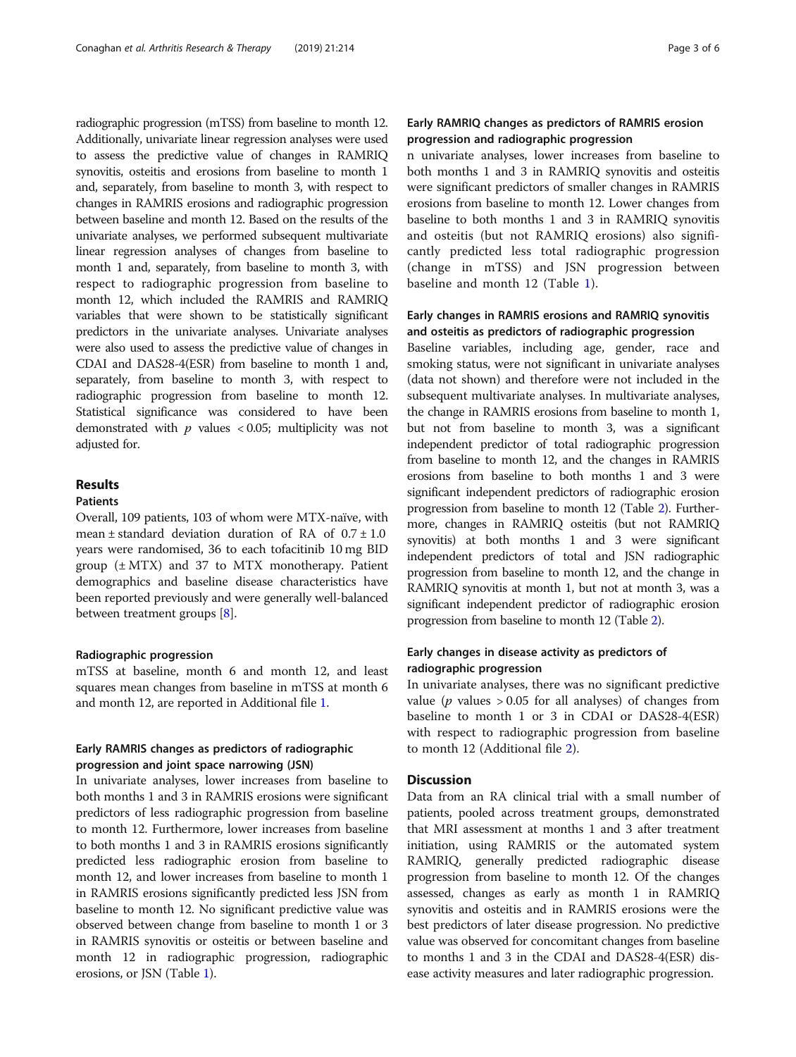radiographic progression (mTSS) from baseline to month 12. Additionally, univariate linear regression analyses were used to assess the predictive value of changes in RAMRIQ synovitis, osteitis and erosions from baseline to month 1 and, separately, from baseline to month 3, with respect to changes in RAMRIS erosions and radiographic progression between baseline and month 12. Based on the results of the univariate analyses, we performed subsequent multivariate linear regression analyses of changes from baseline to month 1 and, separately, from baseline to month 3, with respect to radiographic progression from baseline to month 12, which included the RAMRIS and RAMRIQ variables that were shown to be statistically significant predictors in the univariate analyses. Univariate analyses were also used to assess the predictive value of changes in CDAI and DAS28-4(ESR) from baseline to month 1 and, separately, from baseline to month 3, with respect to radiographic progression from baseline to month 12. Statistical significance was considered to have been demonstrated with $p$ values $< 0.05$; multiplicity was not adjusted for.

## Results

### Patients

Overall, 109 patients, 103 of whom were MTX-naïve, with mean ± standard deviation duration of RA of 0.7 ± 1.0 years were randomised, 36 to each tofacitinib 10 mg BID group (± MTX) and 37 to MTX monotherapy. Patient demographics and baseline disease characteristics have been reported previously and were generally well-balanced between treatment groups [8].

### Radiographic progression

mTSS at baseline, month 6 and month 12, and least squares mean changes from baseline in mTSS at month 6 and month 12, are reported in Additional file 1.

### Early RAMRIS changes as predictors of radiographic progression and joint space narrowing (JSN)

In univariate analyses, lower increases from baseline to both months 1 and 3 in RAMRIS erosions were significant predictors of less radiographic progression from baseline to month 12. Furthermore, lower increases from baseline to both months 1 and 3 in RAMRIS erosions significantly predicted less radiographic erosion from baseline to month 12, and lower increases from baseline to month 1 in RAMRIS erosions significantly predicted less JSN from baseline to month 12. No significant predictive value was observed between change from baseline to month 1 or 3 in RAMRIS synovitis or osteitis or between baseline and month 12 in radiographic progression, radiographic erosions, or JSN (Table 1).

### Early RAMRIQ changes as predictors of RAMRIS erosion progression and radiographic progression

n univariate analyses, lower increases from baseline to both months 1 and 3 in RAMRIQ synovitis and osteitis were significant predictors of smaller changes in RAMRIS erosions from baseline to month 12. Lower changes from baseline to both months 1 and 3 in RAMRIQ synovitis and osteitis (but not RAMRIQ erosions) also significantly predicted less total radiographic progression (change in mTSS) and JSN progression between baseline and month 12 (Table 1).

### Early changes in RAMRIS erosions and RAMRIQ synovitis and osteitis as predictors of radiographic progression

Baseline variables, including age, gender, race and smoking status, were not significant in univariate analyses (data not shown) and therefore were not included in the subsequent multivariate analyses. In multivariate analyses, the change in RAMRIS erosions from baseline to month 1, but not from baseline to month 3, was a significant independent predictor of total radiographic progression from baseline to month 12, and the changes in RAMRIS erosions from baseline to both months 1 and 3 were significant independent predictors of radiographic erosion progression from baseline to month 12 (Table 2). Furthermore, changes in RAMRIQ osteitis (but not RAMRIQ synovitis) at both months 1 and 3 were significant independent predictors of total and JSN radiographic progression from baseline to month 12, and the change in RAMRIQ synovitis at month 1, but not at month 3, was a significant independent predictor of radiographic erosion progression from baseline to month 12 (Table 2).

### Early changes in disease activity as predictors of radiographic progression

In univariate analyses, there was no significant predictive value ($p$ values $> 0.05$ for all analyses) of changes from baseline to month 1 or 3 in CDAI or DAS28-4(ESR) with respect to radiographic progression from baseline to month 12 (Additional file 2).

## Discussion

Data from an RA clinical trial with a small number of patients, pooled across treatment groups, demonstrated that MRI assessment at months 1 and 3 after treatment initiation, using RAMRIS or the automated system RAMRIQ, generally predicted radiographic disease progression from baseline to month 12. Of the changes assessed, changes as early as month 1 in RAMRIQ synovitis and osteitis and in RAMRIS erosions were the best predictors of later disease progression. No predictive value was observed for concomitant changes from baseline to months 1 and 3 in the CDAI and DAS28-4(ESR) disease activity measures and later radiographic progression.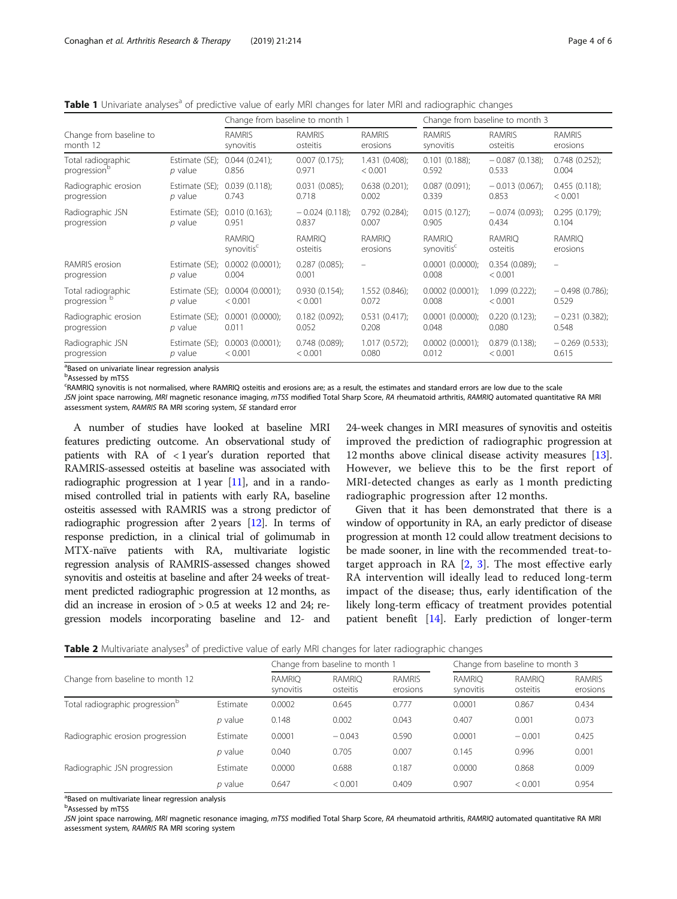**Table 1** Univariate analyses[a] of predictive value of early MRI changes for later MRI and radiographic changes

| Change from baseline to month 12 | | Change from baseline to month 1 | | | Change from baseline to month 3 | | |
|---|---|---|---|---|---|---|---|
| | | RAMRIS synovitis | RAMRIS osteitis | RAMRIS erosions | RAMRIS synovitis | RAMRIS osteitis | RAMRIS erosions |
| Total radiographic progression[b] | Estimate (SE); $p$ value | 0.044 (0.241); 0.856 | 0.007 (0.175); 0.971 | 1.431 (0.408); < 0.001 | 0.101 (0.188); 0.592 | − 0.087 (0.138); 0.533 | 0.748 (0.252); 0.004 |
| Radiographic erosion progression | Estimate (SE); $p$ value | 0.039 (0.118); 0.743 | 0.031 (0.085); 0.718 | 0.638 (0.201); 0.002 | 0.087 (0.091); 0.339 | − 0.013 (0.067); 0.853 | 0.455 (0.118); < 0.001 |
| Radiographic JSN progression | Estimate (SE); $p$ value | 0.010 (0.163); 0.951 | − 0.024 (0.118); 0.837 | 0.792 (0.284); 0.007 | 0.015 (0.127); 0.905 | − 0.074 (0.093); 0.434 | 0.295 (0.179); 0.104 |
| | | RAMRIQ synovitis[c] | RAMRIQ osteitis | RAMRIQ erosions | RAMRIQ synovitis[c] | RAMRIQ osteitis | RAMRIQ erosions |
| RAMRIS erosion progression | Estimate (SE); $p$ value | 0.0002 (0.0001); 0.004 | 0.287 (0.085); 0.001 | – | 0.0001 (0.0000); 0.008 | 0.354 (0.089); < 0.001 | – |
| Total radiographic progression[b] | Estimate (SE); $p$ value | 0.0004 (0.0001); < 0.001 | 0.930 (0.154); < 0.001 | 1.552 (0.846); 0.072 | 0.0002 (0.0001); 0.008 | 1.099 (0.222); < 0.001 | − 0.498 (0.786); 0.529 |
| Radiographic erosion progression | Estimate (SE); $p$ value | 0.0001 (0.0000); 0.011 | 0.182 (0.092); 0.052 | 0.531 (0.417); 0.208 | 0.0001 (0.0000); 0.048 | 0.220 (0.123); 0.080 | − 0.231 (0.382); 0.548 |
| Radiographic JSN progression | Estimate (SE); $p$ value | 0.0003 (0.0001); < 0.001 | 0.748 (0.089); < 0.001 | 1.017 (0.572); 0.080 | 0.0002 (0.0001); 0.012 | 0.879 (0.138); < 0.001 | − 0.269 (0.533); 0.615 |

[a]Based on univariate linear regression analysis
[b]Assessed by mTSS
[c]RAMRIQ synovitis is not normalised, where RAMRIQ osteitis and erosions are; as a result, the estimates and standard errors are low due to the scale
*JSN* joint space narrowing, *MRI* magnetic resonance imaging, *mTSS* modified Total Sharp Score, *RA* rheumatoid arthritis, *RAMRIQ* automated quantitative RA MRI assessment system, *RAMRIS* RA MRI scoring system, *SE* standard error

A number of studies have looked at baseline MRI features predicting outcome. An observational study of patients with RA of < 1 year's duration reported that RAMRIS-assessed osteitis at baseline was associated with radiographic progression at 1 year [11], and in a randomised controlled trial in patients with early RA, baseline osteitis assessed with RAMRIS was a strong predictor of radiographic progression after 2 years [12]. In terms of response prediction, in a clinical trial of golimumab in MTX-naïve patients with RA, multivariate logistic regression analysis of RAMRIS-assessed changes showed synovitis and osteitis at baseline and after 24 weeks of treatment predicted radiographic progression at 12 months, as did an increase in erosion of > 0.5 at weeks 12 and 24; regression models incorporating baseline and 12- and 24-week changes in MRI measures of synovitis and osteitis improved the prediction of radiographic progression at 12 months above clinical disease activity measures [13]. However, we believe this to be the first report of MRI-detected changes as early as 1 month predicting radiographic progression after 12 months.

Given that it has been demonstrated that there is a window of opportunity in RA, an early predictor of disease progression at month 12 could allow treatment decisions to be made sooner, in line with the recommended treat-to-target approach in RA [2, 3]. The most effective early RA intervention will ideally lead to reduced long-term impact of the disease; thus, early identification of the likely long-term efficacy of treatment provides potential patient benefit [14]. Early prediction of longer-term

**Table 2** Multivariate analyses[a] of predictive value of early MRI changes for later radiographic changes

| Change from baseline to month 12 | | Change from baseline to month 1 | | | Change from baseline to month 3 | | |
|---|---|---|---|---|---|---|---|
| | | RAMRIQ synovitis | RAMRIQ osteitis | RAMRIS erosions | RAMRIQ synovitis | RAMRIQ osteitis | RAMRIS erosions |
| Total radiographic progression[b] | Estimate | 0.0002 | 0.645 | 0.777 | 0.0001 | 0.867 | 0.434 |
| | $p$ value | 0.148 | 0.002 | 0.043 | 0.407 | 0.001 | 0.073 |
| Radiographic erosion progression | Estimate | 0.0001 | − 0.043 | 0.590 | 0.0001 | − 0.001 | 0.425 |
| | $p$ value | 0.040 | 0.705 | 0.007 | 0.145 | 0.996 | 0.001 |
| Radiographic JSN progression | Estimate | 0.0000 | 0.688 | 0.187 | 0.0000 | 0.868 | 0.009 |
| | $p$ value | 0.647 | < 0.001 | 0.409 | 0.907 | < 0.001 | 0.954 |

[a]Based on multivariate linear regression analysis
[b]Assessed by mTSS
*JSN* joint space narrowing, *MRI* magnetic resonance imaging, *mTSS* modified Total Sharp Score, *RA* rheumatoid arthritis, *RAMRIQ* automated quantitative RA MRI assessment system, *RAMRIS* RA MRI scoring system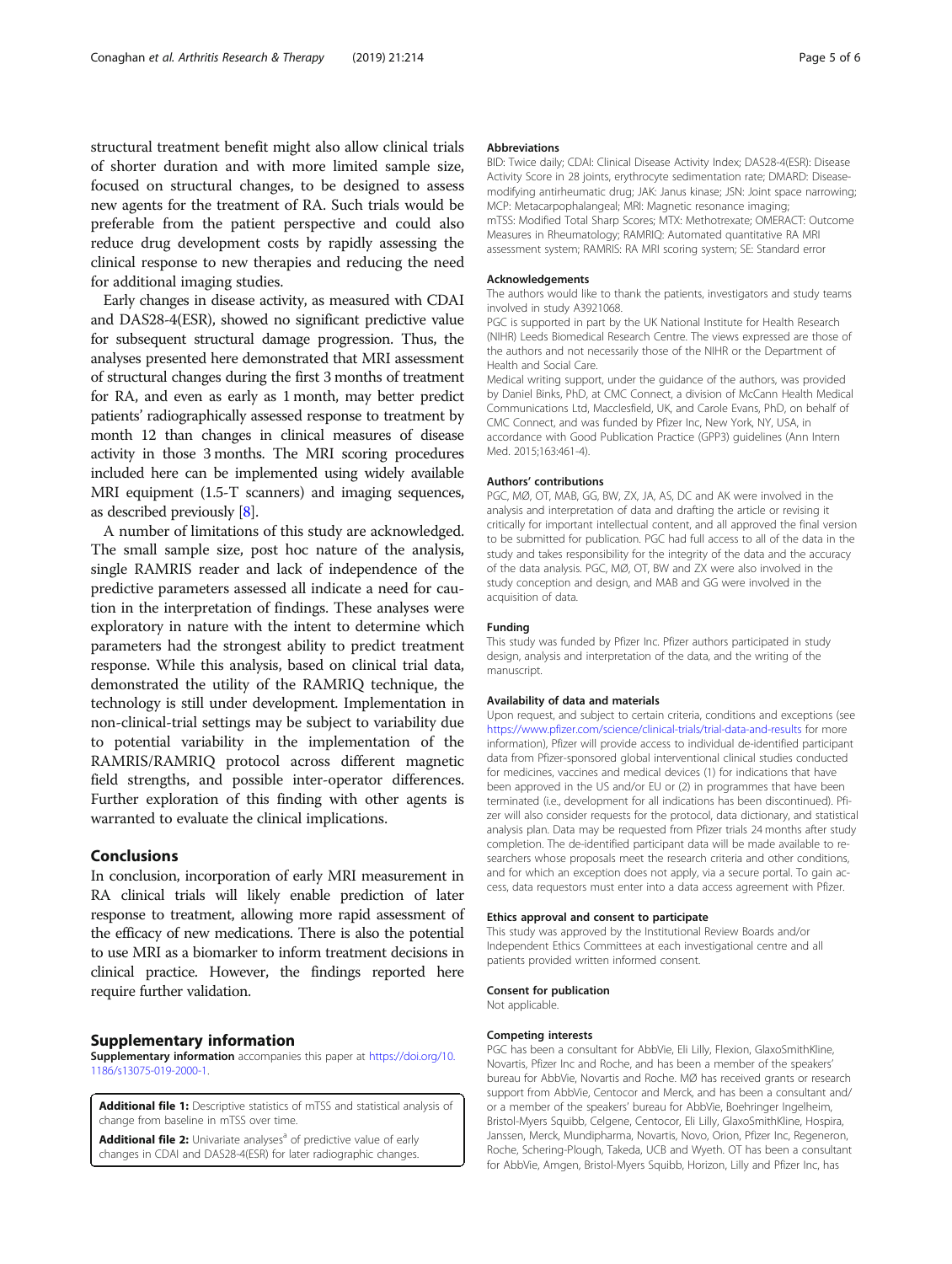structural treatment benefit might also allow clinical trials of shorter duration and with more limited sample size, focused on structural changes, to be designed to assess new agents for the treatment of RA. Such trials would be preferable from the patient perspective and could also reduce drug development costs by rapidly assessing the clinical response to new therapies and reducing the need for additional imaging studies.

Early changes in disease activity, as measured with CDAI and DAS28-4(ESR), showed no significant predictive value for subsequent structural damage progression. Thus, the analyses presented here demonstrated that MRI assessment of structural changes during the first 3 months of treatment for RA, and even as early as 1 month, may better predict patients' radiographically assessed response to treatment by month 12 than changes in clinical measures of disease activity in those 3 months. The MRI scoring procedures included here can be implemented using widely available MRI equipment (1.5-T scanners) and imaging sequences, as described previously [8].

A number of limitations of this study are acknowledged. The small sample size, post hoc nature of the analysis, single RAMRIS reader and lack of independence of the predictive parameters assessed all indicate a need for caution in the interpretation of findings. These analyses were exploratory in nature with the intent to determine which parameters had the strongest ability to predict treatment response. While this analysis, based on clinical trial data, demonstrated the utility of the RAMRIQ technique, the technology is still under development. Implementation in non-clinical-trial settings may be subject to variability due to potential variability in the implementation of the RAMRIS/RAMRIQ protocol across different magnetic field strengths, and possible inter-operator differences. Further exploration of this finding with other agents is warranted to evaluate the clinical implications.

## Conclusions

In conclusion, incorporation of early MRI measurement in RA clinical trials will likely enable prediction of later response to treatment, allowing more rapid assessment of the efficacy of new medications. There is also the potential to use MRI as a biomarker to inform treatment decisions in clinical practice. However, the findings reported here require further validation.

## Supplementary information

**Supplementary information** accompanies this paper at https://doi.org/10.1186/s13075-019-2000-1.

**Additional file 1:** Descriptive statistics of mTSS and statistical analysis of change from baseline in mTSS over time.

**Additional file 2:** Univariate analyses[a] of predictive value of early changes in CDAI and DAS28-4(ESR) for later radiographic changes.

#### Abbreviations

BID: Twice daily; CDAI: Clinical Disease Activity Index; DAS28-4(ESR): Disease Activity Score in 28 joints, erythrocyte sedimentation rate; DMARD: Disease-modifying antirheumatic drug; JAK: Janus kinase; JSN: Joint space narrowing; MCP: Metacarpophalangeal; MRI: Magnetic resonance imaging; mTSS: Modified Total Sharp Scores; MTX: Methotrexate; OMERACT: Outcome Measures in Rheumatology; RAMRIQ: Automated quantitative RA MRI assessment system; RAMRIS: RA MRI scoring system; SE: Standard error

#### Acknowledgements

The authors would like to thank the patients, investigators and study teams involved in study A3921068.

PGC is supported in part by the UK National Institute for Health Research (NIHR) Leeds Biomedical Research Centre. The views expressed are those of the authors and not necessarily those of the NIHR or the Department of Health and Social Care.

Medical writing support, under the guidance of the authors, was provided by Daniel Binks, PhD, at CMC Connect, a division of McCann Health Medical Communications Ltd, Macclesfield, UK, and Carole Evans, PhD, on behalf of CMC Connect, and was funded by Pfizer Inc, New York, NY, USA, in accordance with Good Publication Practice (GPP3) guidelines (Ann Intern Med. 2015;163:461-4).

#### Authors' contributions

PGC, MØ, OT, MAB, GG, BW, ZX, JA, AS, DC and AK were involved in the analysis and interpretation of data and drafting the article or revising it critically for important intellectual content, and all approved the final version to be submitted for publication. PGC had full access to all of the data in the study and takes responsibility for the integrity of the data and the accuracy of the data analysis. PGC, MØ, OT, BW and ZX were also involved in the study conception and design, and MAB and GG were involved in the acquisition of data.

#### Funding

This study was funded by Pfizer Inc. Pfizer authors participated in study design, analysis and interpretation of the data, and the writing of the manuscript.

#### Availability of data and materials

Upon request, and subject to certain criteria, conditions and exceptions (see https://www.pfizer.com/science/clinical-trials/trial-data-and-results for more information), Pfizer will provide access to individual de-identified participant data from Pfizer-sponsored global interventional clinical studies conducted for medicines, vaccines and medical devices (1) for indications that have been approved in the US and/or EU or (2) in programmes that have been terminated (i.e., development for all indications has been discontinued). Pfizer will also consider requests for the protocol, data dictionary, and statistical analysis plan. Data may be requested from Pfizer trials 24 months after study completion. The de-identified participant data will be made available to researchers whose proposals meet the research criteria and other conditions, and for which an exception does not apply, via a secure portal. To gain access, data requestors must enter into a data access agreement with Pfizer.

#### Ethics approval and consent to participate

This study was approved by the Institutional Review Boards and/or Independent Ethics Committees at each investigational centre and all patients provided written informed consent.

#### Consent for publication

Not applicable.

#### Competing interests

PGC has been a consultant for AbbVie, Eli Lilly, Flexion, GlaxoSmithKline, Novartis, Pfizer Inc and Roche, and has been a member of the speakers' bureau for AbbVie, Novartis and Roche. MØ has received grants or research support from AbbVie, Centocor and Merck, and has been a consultant and/or a member of the speakers' bureau for AbbVie, Boehringer Ingelheim, Bristol-Myers Squibb, Celgene, Centocor, Eli Lilly, GlaxoSmithKline, Hospira, Janssen, Merck, Mundipharma, Novartis, Novo, Orion, Pfizer Inc, Regeneron, Roche, Schering-Plough, Takeda, UCB and Wyeth. OT has been a consultant for AbbVie, Amgen, Bristol-Myers Squibb, Horizon, Lilly and Pfizer Inc, has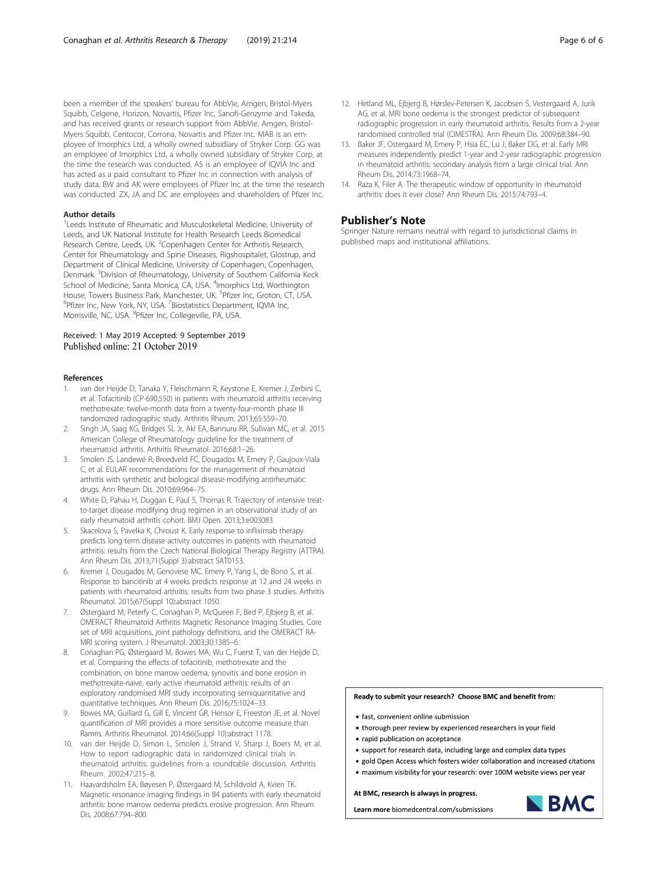been a member of the speakers' bureau for AbbVie, Amgen, Bristol-Myers Squibb, Celgene, Horizon, Novartis, Pfizer Inc, Sanofi-Genzyme and Takeda, and has received grants or research support from AbbVie, Amgen, Bristol-Myers Squibb, Centocor, Corrona, Novartis and Pfizer Inc. MAB is an employee of Imorphics Ltd, a wholly owned subsidiary of Stryker Corp. GG was an employee of Imorphics Ltd, a wholly owned subsidiary of Stryker Corp, at the time the research was conducted. AS is an employee of IQVIA Inc and has acted as a paid consultant to Pfizer Inc in connection with analysis of study data. BW and AK were employees of Pfizer Inc at the time the research was conducted. ZX, JA and DC are employees and shareholders of Pfizer Inc.

#### Author details

[1]Leeds Institute of Rheumatic and Musculoskeletal Medicine, University of Leeds, and UK National Institute for Health Research Leeds Biomedical Research Centre, Leeds, UK. [2]Copenhagen Center for Arthritis Research, Center for Rheumatology and Spine Diseases, Rigshospitalet, Glostrup, and Department of Clinical Medicine, University of Copenhagen, Copenhagen, Denmark. [3]Division of Rheumatology, University of Southern California Keck School of Medicine, Santa Monica, CA, USA. [4]Imorphics Ltd, Worthington House, Towers Business Park, Manchester, UK. [5]Pfizer Inc, Groton, CT, USA. [6]Pfizer Inc, New York, NY, USA. [7]Biostatistics Department, IQVIA Inc, Morrisville, NC, USA. [8]Pfizer Inc, Collegeville, PA, USA.

Received: 1 May 2019 Accepted: 9 September 2019
Published online: 21 October 2019

#### References

1. van der Heijde D, Tanaka Y, Fleischmann R, Keystone E, Kremer J, Zerbini C, et al. Tofacitinib (CP-690,550) in patients with rheumatoid arthritis receiving methotrexate: twelve-month data from a twenty-four-month phase III randomized radiographic study. Arthritis Rheum. 2013;65:559–70.
2. Singh JA, Saag KG, Bridges SL Jr, Akl EA, Bannuru RR, Sullivan MC, et al. 2015 American College of Rheumatology guideline for the treatment of rheumatoid arthritis. Arthritis Rheumatol. 2016;68:1–26.
3. Smolen JS, Landewé R, Breedveld FC, Dougados M, Emery P, Gaujoux-Viala C, et al. EULAR recommendations for the management of rheumatoid arthritis with synthetic and biological disease-modifying antirheumatic drugs. Ann Rheum Dis. 2010;69:964–75.
4. White D, Pahau H, Duggan E, Paul S, Thomas R. Trajectory of intensive treat-to-target disease modifying drug regimen in an observational study of an early rheumatoid arthritis cohort. BMJ Open. 2013;3:e003083.
5. Skacelova S, Pavelka K, Chroust K. Early response to infliximab therapy predicts long-term disease activity outcomes in patients with rheumatoid arthritis: results from the Czech National Biological Therapy Registry (ATTRA). Ann Rheum Dis. 2013;71(Suppl 3):abstract SAT0153.
6. Kremer J, Dougados M, Genovese MC, Emery P, Yang L, de Bono S, et al. Response to baricitinib at 4 weeks predicts response at 12 and 24 weeks in patients with rheumatoid arthritis: results from two phase 3 studies. Arthritis Rheumatol. 2015;67(Suppl 10):abstract 1050.
7. Østergaard M, Peterfy C, Conaghan P, McQueen F, Bird P, Ejbjerg B, et al. OMERACT Rheumatoid Arthritis Magnetic Resonance Imaging Studies. Core set of MRI acquisitions, joint pathology definitions, and the OMERACT RA-MRI scoring system. J Rheumatol. 2003;30:1385–6.
8. Conaghan PG, Østergaard M, Bowes MA, Wu C, Fuerst T, van der Heijde D, et al. Comparing the effects of tofacitinib, methotrexate and the combination, on bone marrow oedema, synovitis and bone erosion in methotrexate-naive, early active rheumatoid arthritis: results of an exploratory randomised MRI study incorporating semiquantitative and quantitative techniques. Ann Rheum Dis. 2016;75:1024–33.
9. Bowes MA, Guillard G, Gill E, Vincent GR, Hensor E, Freeston JE, et al. Novel quantification of MRI provides a more sensitive outcome measure than Ramris. Arthritis Rheumatol. 2014;66(Suppl 10):abstract 1178.
10. van der Heijde D, Simon L, Smolen J, Strand V, Sharp J, Boers M, et al. How to report radiographic data in randomized clinical trials in rheumatoid arthritis: guidelines from a roundtable discussion. Arthritis Rheum. 2002;47:215–8.
11. Haavardsholm EA, Bøyesen P, Østergaard M, Schildvold A, Kvien TK. Magnetic resonance imaging findings in 84 patients with early rheumatoid arthritis: bone marrow oedema predicts erosive progression. Ann Rheum Dis. 2008;67:794–800.
12. Hetland ML, Ejbjerg B, Hørslev-Petersen K, Jacobsen S, Vestergaard A, Jurik AG, et al. MRI bone oedema is the strongest predictor of subsequent radiographic progression in early rheumatoid arthritis. Results from a 2-year randomised controlled trial (CIMESTRA). Ann Rheum Dis. 2009;68:384–90.
13. Baker JF, Ostergaard M, Emery P, Hsia EC, Lu J, Baker DG, et al. Early MRI measures independently predict 1-year and 2-year radiographic progression in rheumatoid arthritis: secondary analysis from a large clinical trial. Ann Rheum Dis. 2014;73:1968–74.
14. Raza K, Filer A. The therapeutic window of opportunity in rheumatoid arthritis: does it ever close? Ann Rheum Dis. 2015;74:793–4.

### Publisher's Note

Springer Nature remains neutral with regard to jurisdictional claims in published maps and institutional affiliations.

**Ready to submit your research? Choose BMC and benefit from:**

- fast, convenient online submission
- thorough peer review by experienced researchers in your field
- rapid publication on acceptance
- support for research data, including large and complex data types
- gold Open Access which fosters wider collaboration and increased citations
- maximum visibility for your research: over 100M website views per year

**At BMC, research is always in progress.**

**Learn more** biomedcentral.com/submissions

BMC